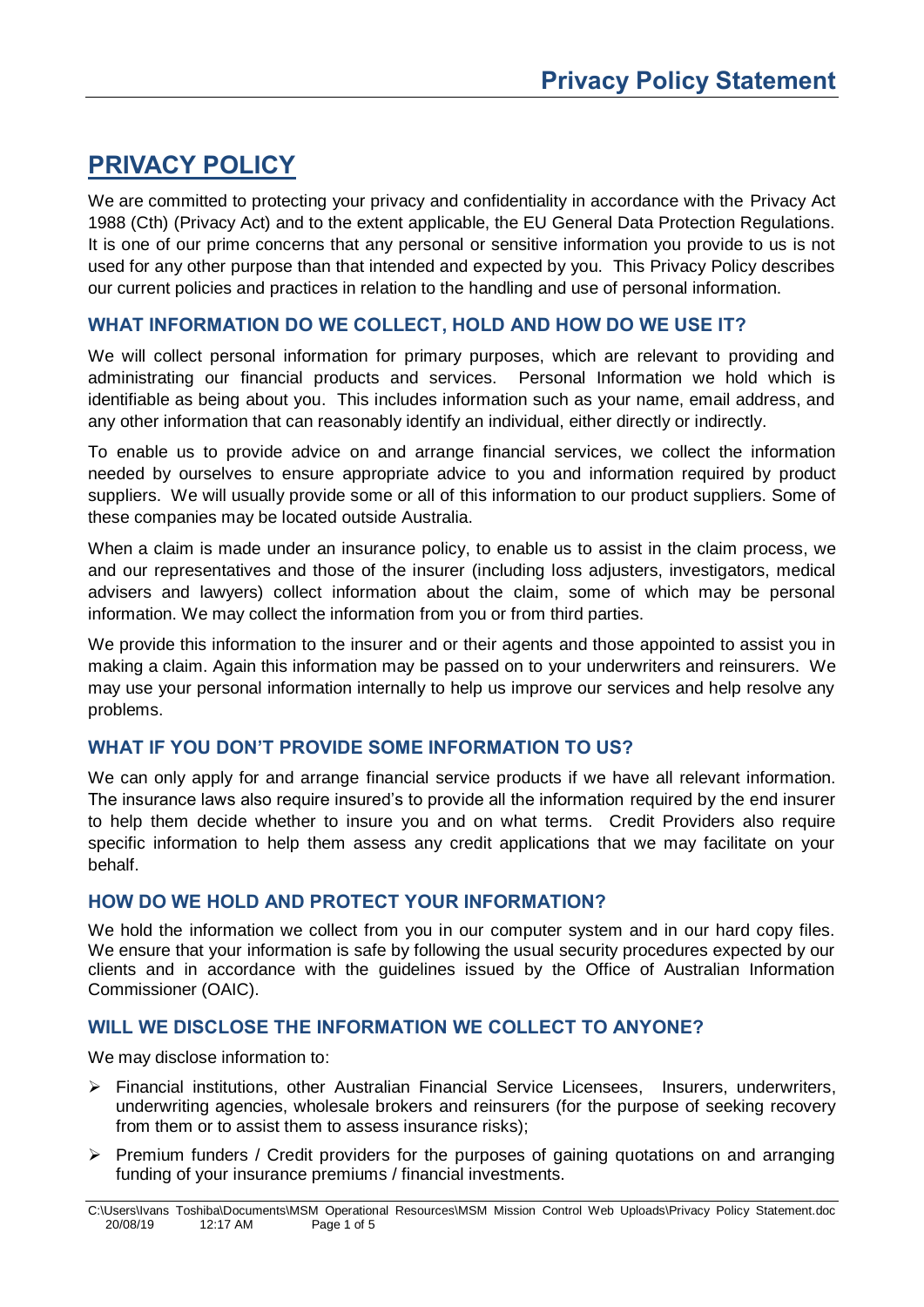# PRIVACY POLICY

We are committed to protecting your privacy and confidentiality in accordance with the Privacy Act 1988 (Cth) (Privacy Act) and to the extent applicable, the EU General Data Protection Regulations. It is one of our prime concerns that any personal or sensitive information you provide to us is not used for any other purpose than that intended and expected by you. This Privacy Policy describes our current policies and practices in relation to the handling and use of personal information.

## WHAT INFORMATION DO WE COLLECT, HOLD AND HOW DO WE USE IT?

We will collect personal information for primary purposes, which are relevant to providing and administrating our financial products and services. Personal Information we hold which is identifiable as being about you. This includes information such as your name, email address, and any other information that can reasonably identify an individual, either directly or indirectly.

To enable us to provide advice on and arrange financial services, we collect the information needed by ourselves to ensure appropriate advice to you and information required by product suppliers. We will usually provide some or all of this information to our product suppliers. Some of these companies may be located outside Australia.

When a claim is made under an insurance policy, to enable us to assist in the claim process, we and our representatives and those of the insurer (including loss adjusters, investigators, medical advisers and lawyers) collect information about the claim, some of which may be personal information. We may collect the information from you or from third parties.

We provide this information to the insurer and or their agents and those appointed to assist you in making a claim. Again this information may be passed on to your underwriters and reinsurers. We may use your personal information internally to help us improve our services and help resolve any problems.

## WHAT IF YOU DON'T PROVIDE SOME INFORMATION TO US?

We can only apply for and arrange financial service products if we have all relevant information. The insurance laws also require insured's to provide all the information required by the end insurer to help them decide whether to insure you and on what terms. Credit Providers also require specific information to help them assess any credit applications that we may facilitate on your behalf.

## HOW DO WE HOLD AND PROTECT YOUR INFORMATION?

We hold the information we collect from you in our computer system and in our hard copy files. We ensure that your information is safe by following the usual security procedures expected by our clients and in accordance with the guidelines issued by the Office of Australian Information Commissioner (OAIC).

## WILL WE DISCLOSE THE INFORMATION WE COLLECT TO ANYONE?

We may disclose information to:

- Financial institutions, other Australian Financial Service Licensees, Insurers, underwriters, underwriting agencies, wholesale brokers and reinsurers (for the purpose of seeking recovery from them or to assist them to assess insurance risks);
- Premium funders / Credit providers for the purposes of gaining quotations on and arranging funding of your insurance premiums / financial investments.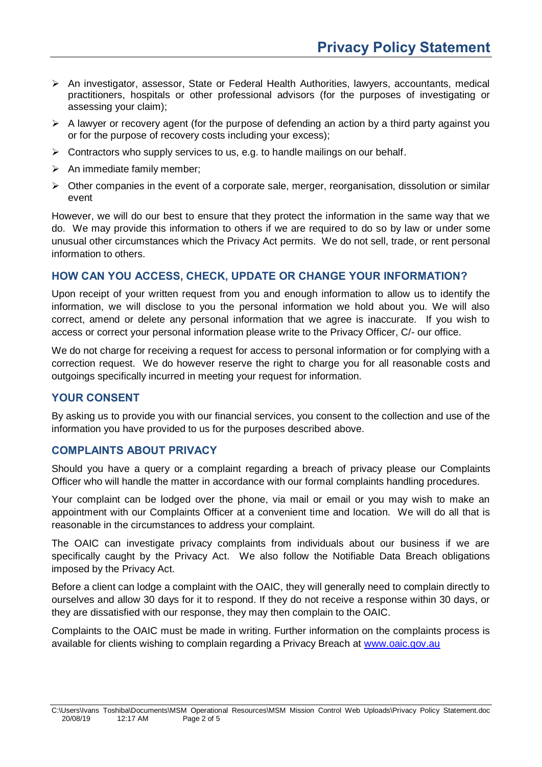- An investigator, assessor, State or Federal Health Authorities, lawyers, accountants, medical practitioners, hospitals or other professional advisors (for the purposes of investigating or assessing your claim);
- A lawyer or recovery agent (for the purpose of defending an action by a third party against you or for the purpose of recovery costs including your excess);
- Contractors who supply services to us, e.g. to handle mailings on our behalf.
- An immediate family member;
- Other companies in the event of a corporate sale, merger, reorganisation, dissolution or similar event

However, we will do our best to ensure that they protect the information in the same way that we do. We may provide this information to others if we are required to do so by law or under some unusual other circumstances which the Privacy Act permits. We do not sell, trade, or rent personal information to others.

## HOW CAN YOU ACCESS, CHECK, UPDATE OR CHANGE YOUR INFORMATION?

Upon receipt of your written request from you and enough information to allow us to identify the information, we will disclose to you the personal information we hold about you. We will also correct, amend or delete any personal information that we agree is inaccurate. If you wish to access or correct your personal information please write to the Privacy Officer, C/- our office.

We do not charge for receiving a request for access to personal information or for complying with a correction request. We do however reserve the right to charge you for all reasonable costs and outgoings specifically incurred in meeting your request for information.

## YOUR CONSENT

By asking us to provide you with our financial services, you consent to the collection and use of the information you have provided to us for the purposes described above.

## COMPLAINTS ABOUT PRIVACY

Should you have a query or a complaint regarding a breach of privacy please our Complaints Officer who will handle the matter in accordance with our formal complaints handling procedures.

Your complaint can be lodged over the phone, via mail or email or you may wish to make an appointment with our Complaints Officer at a convenient time and location. We will do all that is reasonable in the circumstances to address your complaint.

The OAIC can investigate privacy complaints from individuals about our business if we are specifically caught by the Privacy Act. We also follow the Notifiable Data Breach obligations imposed by the Privacy Act.

Before a client can lodge a complaint with the OAIC, they will generally need to complain directly to ourselves and allow 30 days for it to respond. If they do not receive a response within 30 days, or they are dissatisfied with our response, they may then complain to the OAIC.

Complaints to the OAIC must be made in writing. Further information on the complaints process is available for clients wishing to complain regarding a Privacy Breach at [www.oaic.gov.au](http://www.oaic.gov.au)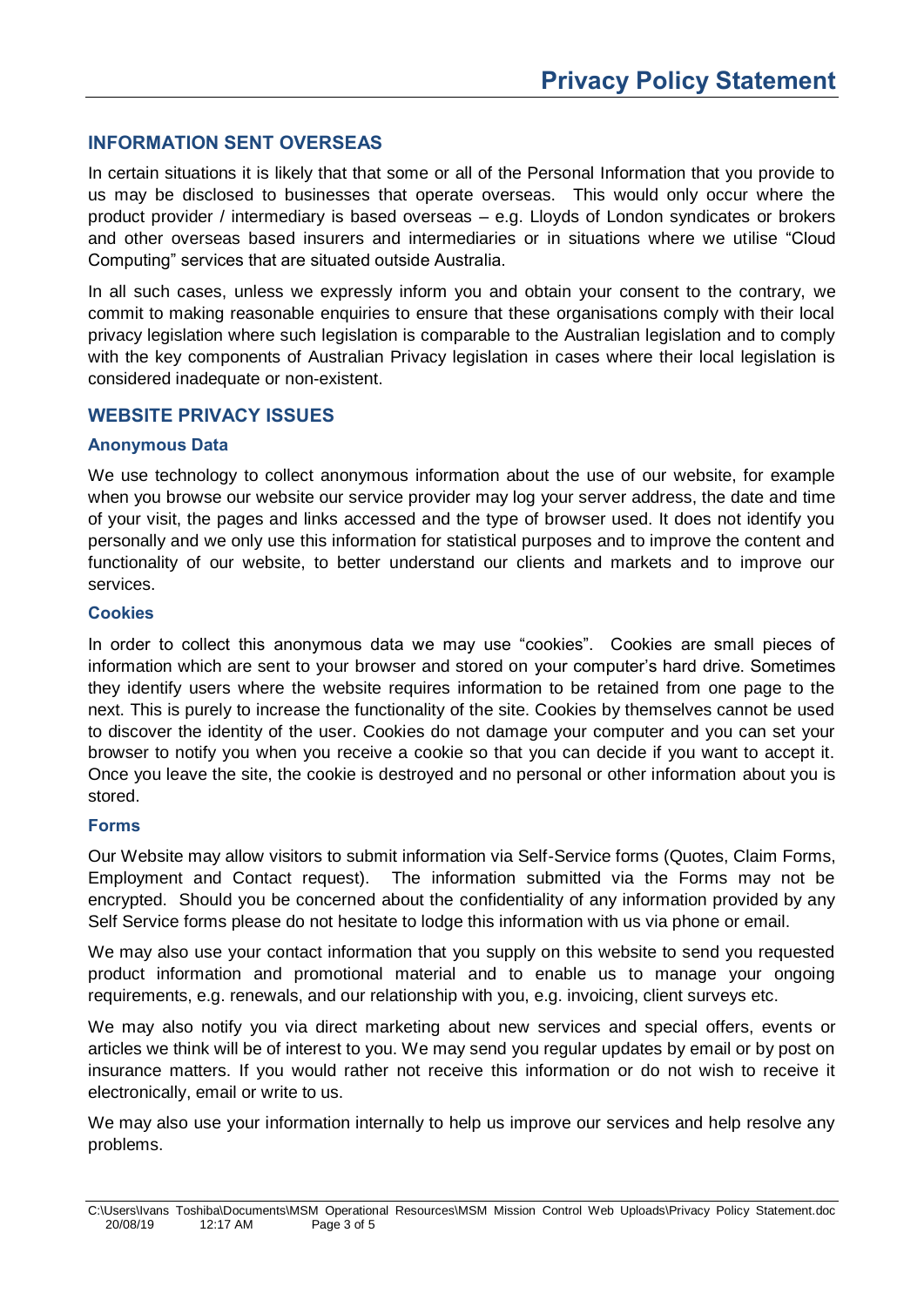## INFORMATION SENT OVERSEAS

In certain situations it is likely that that some or all of the Personal Information that you provide to us may be disclosed to businesses that operate overseas. This would only occur where the product provider / intermediary is based overseas – e.g. Lloyds of London syndicates or brokers and other overseas based insurers and intermediaries or in situations where we utilise "Cloud Computing" services that are situated outside Australia.

In all such cases, unless we expressly inform you and obtain your consent to the contrary, we commit to making reasonable enquiries to ensure that these organisations comply with their local privacy legislation where such legislation is comparable to the Australian legislation and to comply with the key components of Australian Privacy legislation in cases where their local legislation is considered inadequate or non-existent.

## WEBSITE PRIVACY ISSUES

### Anonymous Data

We use technology to collect anonymous information about the use of our website, for example when you browse our website our service provider may log your server address, the date and time of your visit, the pages and links accessed and the type of browser used. It does not identify you personally and we only use this information for statistical purposes and to improve the content and functionality of our website, to better understand our clients and markets and to improve our services.

### Cookies

In order to collect this anonymous data we may use "cookies". Cookies are small pieces of information which are sent to your browser and stored on your computer's hard drive. Sometimes they identify users where the website requires information to be retained from one page to the next. This is purely to increase the functionality of the site. Cookies by themselves cannot be used to discover the identity of the user. Cookies do not damage your computer and you can set your browser to notify you when you receive a cookie so that you can decide if you want to accept it. Once you leave the site, the cookie is destroyed and no personal or other information about you is stored.

### Forms

Our Website may allow visitors to submit information via Self-Service forms (Quotes, Claim Forms, Employment and Contact request). The information submitted via the Forms may not be encrypted. Should you be concerned about the confidentiality of any information provided by any Self Service forms please do not hesitate to lodge this information with us via phone or email.

We may also use your contact information that you supply on this website to send you requested product information and promotional material and to enable us to manage your ongoing requirements, e.g. renewals, and our relationship with you, e.g. invoicing, client surveys etc.

We may also notify you via direct marketing about new services and special offers, events or articles we think will be of interest to you. We may send you regular updates by email or by post on insurance matters. If you would rather not receive this information or do not wish to receive it electronically, email or write to us.

We may also use your information internally to help us improve our services and help resolve any problems.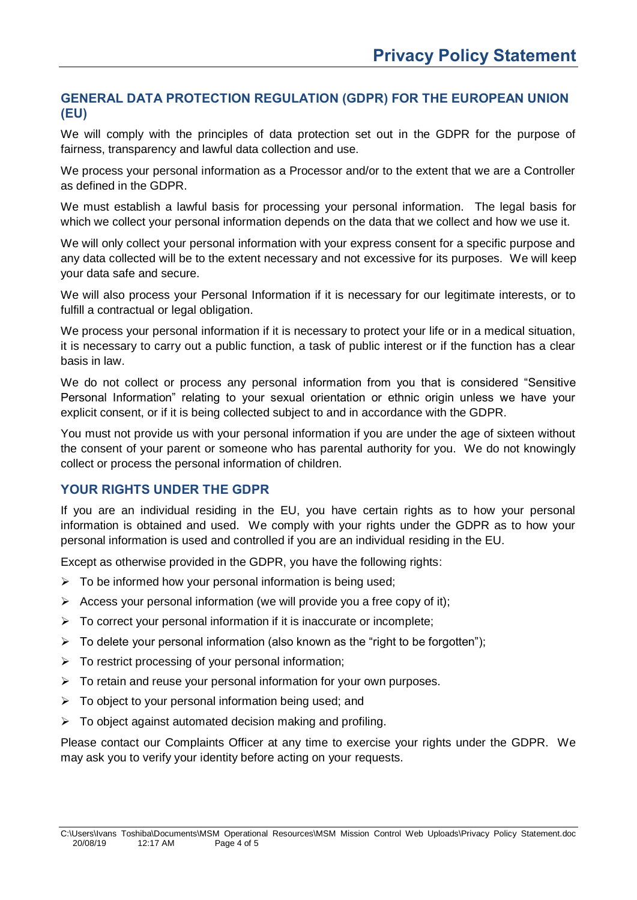## GENERAL DATA PROTECTION REGULATION (GDPR) FOR THE EUROPEAN UNION (EU)

We will comply with the principles of data protection set out in the GDPR for the purpose of fairness, transparency and lawful data collection and use.

We process your personal information as a Processor and/or to the extent that we are a Controller as defined in the GDPR.

We must establish a lawful basis for processing your personal information. The legal basis for which we collect your personal information depends on the data that we collect and how we use it.

We will only collect your personal information with your express consent for a specific purpose and any data collected will be to the extent necessary and not excessive for its purposes. We will keep your data safe and secure.

We will also process your Personal Information if it is necessary for our legitimate interests, or to fulfill a contractual or legal obligation.

We process your personal information if it is necessary to protect your life or in a medical situation, it is necessary to carry out a public function, a task of public interest or if the function has a clear basis in law.

We do not collect or process any personal information from you that is considered "Sensitive Personal Information" relating to your sexual orientation or ethnic origin unless we have your explicit consent, or if it is being collected subject to and in accordance with the GDPR.

You must not provide us with your personal information if you are under the age of sixteen without the consent of your parent or someone who has parental authority for you. We do not knowingly collect or process the personal information of children.

## YOUR RIGHTS UNDER THE GDPR

If you are an individual residing in the EU, you have certain rights as to how your personal information is obtained and used. We comply with your rights under the GDPR as to how your personal information is used and controlled if you are an individual residing in the EU.

Except as otherwise provided in the GDPR, you have the following rights:

- To be informed how your personal information is being used;
- Access your personal information (we will provide you a free copy of it);
- To correct your personal information if it is inaccurate or incomplete;
- To delete your personal information (also known as the "right to be forgotten");
- To restrict processing of your personal information;
- To retain and reuse your personal information for your own purposes.
- To object to your personal information being used; and
- To object against automated decision making and profiling.

Please contact our Complaints Officer at any time to exercise your rights under the GDPR. We may ask you to verify your identity before acting on your requests.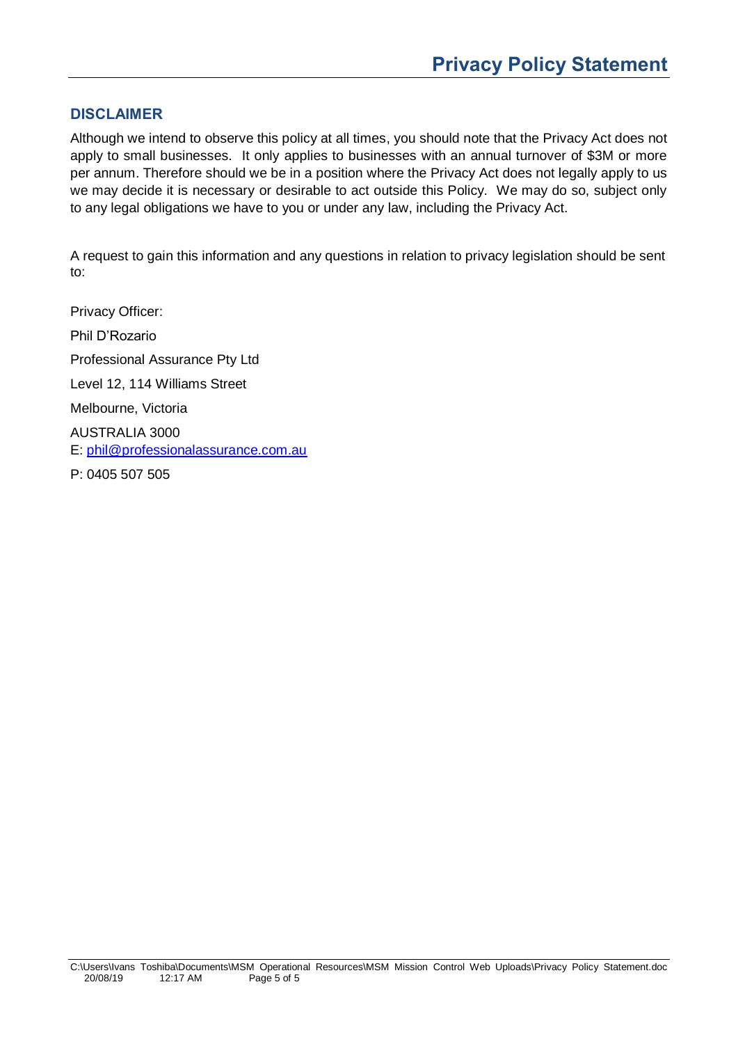## DISCLAIMER

Although we intend to observe this policy at all times, you should note that the Privacy Act does not apply to small businesses. It only applies to businesses with an annual turnover of $3M or more per annum. Therefore should we be in a position where the Privacy Act does not legally apply to us we may decide it is necessary or desirable to act outside this Policy. We may do so, subject only to any legal obligations we have to you or under any law, including the Privacy Act.

A request to gain this information and any questions in relation to privacy legislation should be sent to:

Privacy Officer:

Phil D'Rozario

Professional Assurance Pty Ltd

Level 12, 114 Williams Street

Melbourne, Victoria

AUSTRALIA 3000
E: phil@professionalassurance.com.au

P: 0405 507 505